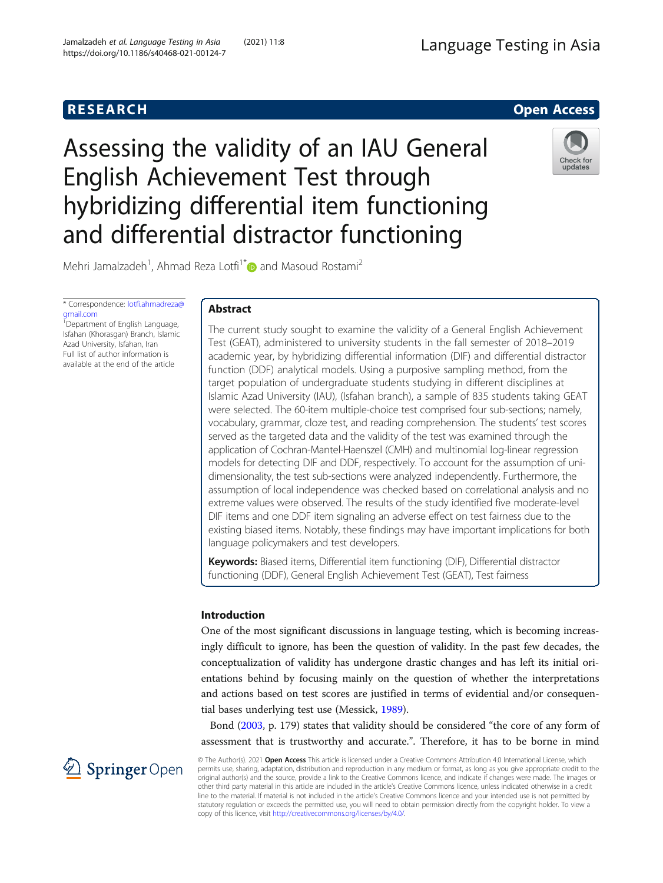RESEARCH

Open Access

# Assessing the validity of an IAU General English Achievement Test through hybridizing differential item functioning and differential distractor functioning

Mehri Jamalzadeh[1], Ahmad Reza Lotfi[1*] and Masoud Rostami[2]

\* Correspondence: lotfi.ahmadreza@gmail.com

[1]Department of English Language, Isfahan (Khorasgan) Branch, Islamic Azad University, Isfahan, Iran

Full list of author information is available at the end of the article

## Abstract

The current study sought to examine the validity of a General English Achievement Test (GEAT), administered to university students in the fall semester of 2018–2019 academic year, by hybridizing differential information (DIF) and differential distractor function (DDF) analytical models. Using a purposive sampling method, from the target population of undergraduate students studying in different disciplines at Islamic Azad University (IAU), (Isfahan branch), a sample of 835 students taking GEAT were selected. The 60-item multiple-choice test comprised four sub-sections; namely, vocabulary, grammar, cloze test, and reading comprehension. The students' test scores served as the targeted data and the validity of the test was examined through the application of Cochran-Mantel-Haenszel (CMH) and multinomial log-linear regression models for detecting DIF and DDF, respectively. To account for the assumption of uni-dimensionality, the test sub-sections were analyzed independently. Furthermore, the assumption of local independence was checked based on correlational analysis and no extreme values were observed. The results of the study identified five moderate-level DIF items and one DDF item signaling an adverse effect on test fairness due to the existing biased items. Notably, these findings may have important implications for both language policymakers and test developers.

**Keywords:** Biased items, Differential item functioning (DIF), Differential distractor functioning (DDF), General English Achievement Test (GEAT), Test fairness

## Introduction

One of the most significant discussions in language testing, which is becoming increasingly difficult to ignore, has been the question of validity. In the past few decades, the conceptualization of validity has undergone drastic changes and has left its initial orientations behind by focusing mainly on the question of whether the interpretations and actions based on test scores are justified in terms of evidential and/or consequential bases underlying test use (Messick, 1989).

Bond (2003, p. 179) states that validity should be considered "the core of any form of assessment that is trustworthy and accurate.". Therefore, it has to be borne in mind

© The Author(s). 2021 **Open Access** This article is licensed under a Creative Commons Attribution 4.0 International License, which permits use, sharing, adaptation, distribution and reproduction in any medium or format, as long as you give appropriate credit to the original author(s) and the source, provide a link to the Creative Commons licence, and indicate if changes were made. The images or other third party material in this article are included in the article's Creative Commons licence, unless indicated otherwise in a credit line to the material. If material is not included in the article's Creative Commons licence and your intended use is not permitted by statutory regulation or exceeds the permitted use, you will need to obtain permission directly from the copyright holder. To view a copy of this licence, visit http://creativecommons.org/licenses/by/4.0/.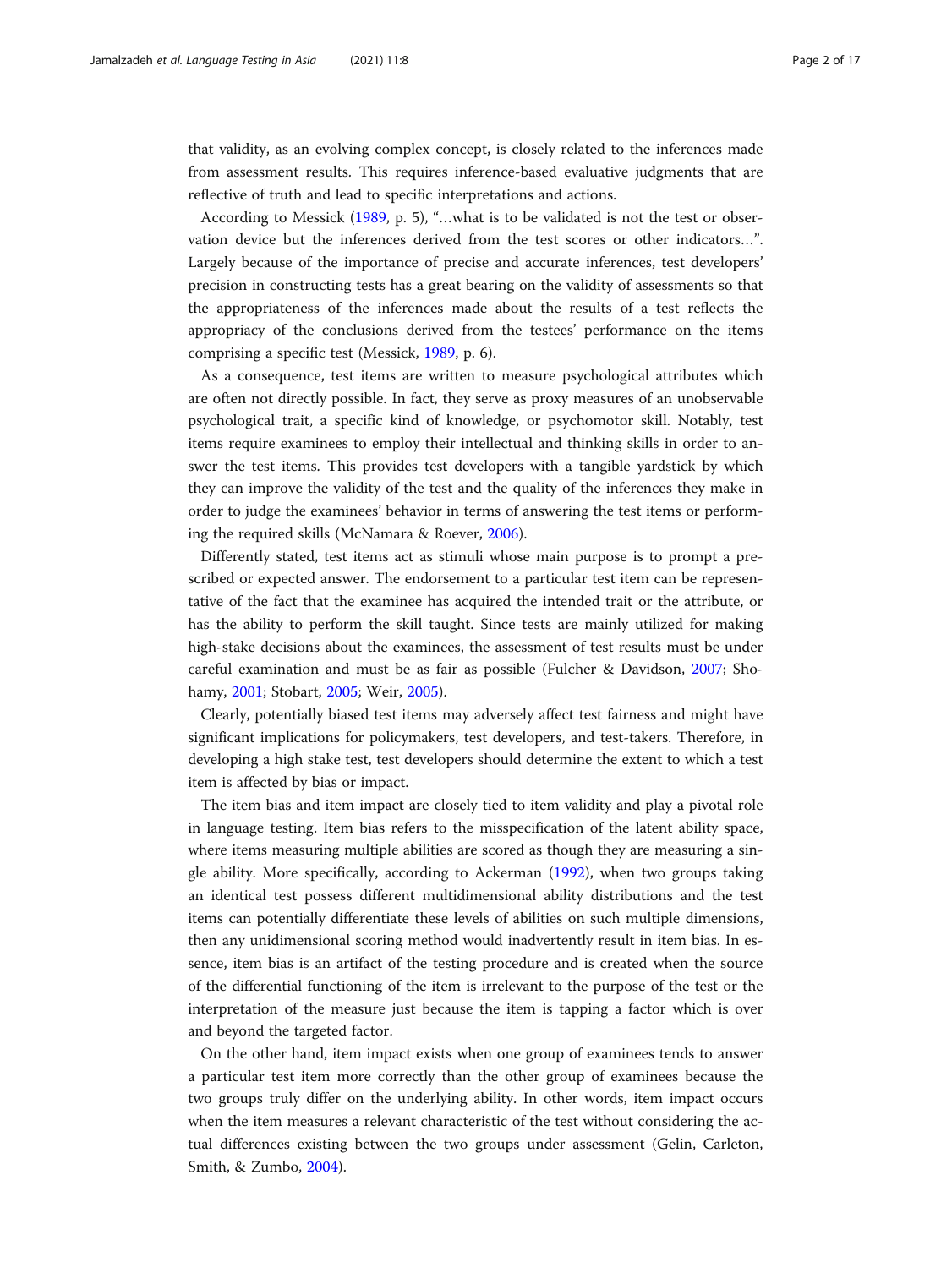that validity, as an evolving complex concept, is closely related to the inferences made from assessment results. This requires inference-based evaluative judgments that are reflective of truth and lead to specific interpretations and actions.

According to Messick (1989, p. 5), "…what is to be validated is not the test or observation device but the inferences derived from the test scores or other indicators…". Largely because of the importance of precise and accurate inferences, test developers' precision in constructing tests has a great bearing on the validity of assessments so that the appropriateness of the inferences made about the results of a test reflects the appropriacy of the conclusions derived from the testees' performance on the items comprising a specific test (Messick, 1989, p. 6).

As a consequence, test items are written to measure psychological attributes which are often not directly possible. In fact, they serve as proxy measures of an unobservable psychological trait, a specific kind of knowledge, or psychomotor skill. Notably, test items require examinees to employ their intellectual and thinking skills in order to answer the test items. This provides test developers with a tangible yardstick by which they can improve the validity of the test and the quality of the inferences they make in order to judge the examinees' behavior in terms of answering the test items or performing the required skills (McNamara & Roever, 2006).

Differently stated, test items act as stimuli whose main purpose is to prompt a prescribed or expected answer. The endorsement to a particular test item can be representative of the fact that the examinee has acquired the intended trait or the attribute, or has the ability to perform the skill taught. Since tests are mainly utilized for making high-stake decisions about the examinees, the assessment of test results must be under careful examination and must be as fair as possible (Fulcher & Davidson, 2007; Shohamy, 2001; Stobart, 2005; Weir, 2005).

Clearly, potentially biased test items may adversely affect test fairness and might have significant implications for policymakers, test developers, and test-takers. Therefore, in developing a high stake test, test developers should determine the extent to which a test item is affected by bias or impact.

The item bias and item impact are closely tied to item validity and play a pivotal role in language testing. Item bias refers to the misspecification of the latent ability space, where items measuring multiple abilities are scored as though they are measuring a single ability. More specifically, according to Ackerman (1992), when two groups taking an identical test possess different multidimensional ability distributions and the test items can potentially differentiate these levels of abilities on such multiple dimensions, then any unidimensional scoring method would inadvertently result in item bias. In essence, item bias is an artifact of the testing procedure and is created when the source of the differential functioning of the item is irrelevant to the purpose of the test or the interpretation of the measure just because the item is tapping a factor which is over and beyond the targeted factor.

On the other hand, item impact exists when one group of examinees tends to answer a particular test item more correctly than the other group of examinees because the two groups truly differ on the underlying ability. In other words, item impact occurs when the item measures a relevant characteristic of the test without considering the actual differences existing between the two groups under assessment (Gelin, Carleton, Smith, & Zumbo, 2004).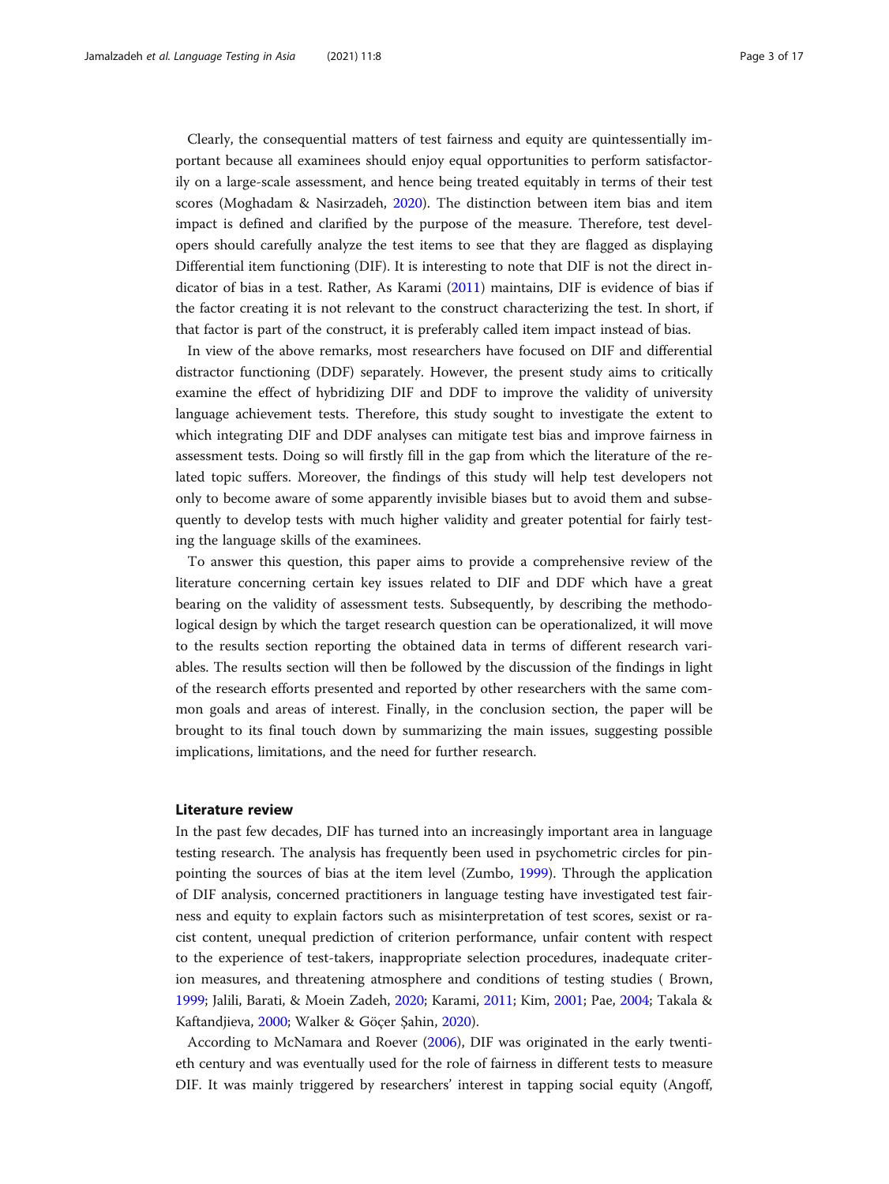Clearly, the consequential matters of test fairness and equity are quintessentially important because all examinees should enjoy equal opportunities to perform satisfactorily on a large-scale assessment, and hence being treated equitably in terms of their test scores (Moghadam & Nasirzadeh, 2020). The distinction between item bias and item impact is defined and clarified by the purpose of the measure. Therefore, test developers should carefully analyze the test items to see that they are flagged as displaying Differential item functioning (DIF). It is interesting to note that DIF is not the direct indicator of bias in a test. Rather, As Karami (2011) maintains, DIF is evidence of bias if the factor creating it is not relevant to the construct characterizing the test. In short, if that factor is part of the construct, it is preferably called item impact instead of bias.

In view of the above remarks, most researchers have focused on DIF and differential distractor functioning (DDF) separately. However, the present study aims to critically examine the effect of hybridizing DIF and DDF to improve the validity of university language achievement tests. Therefore, this study sought to investigate the extent to which integrating DIF and DDF analyses can mitigate test bias and improve fairness in assessment tests. Doing so will firstly fill in the gap from which the literature of the related topic suffers. Moreover, the findings of this study will help test developers not only to become aware of some apparently invisible biases but to avoid them and subsequently to develop tests with much higher validity and greater potential for fairly testing the language skills of the examinees.

To answer this question, this paper aims to provide a comprehensive review of the literature concerning certain key issues related to DIF and DDF which have a great bearing on the validity of assessment tests. Subsequently, by describing the methodological design by which the target research question can be operationalized, it will move to the results section reporting the obtained data in terms of different research variables. The results section will then be followed by the discussion of the findings in light of the research efforts presented and reported by other researchers with the same common goals and areas of interest. Finally, in the conclusion section, the paper will be brought to its final touch down by summarizing the main issues, suggesting possible implications, limitations, and the need for further research.

## Literature review

In the past few decades, DIF has turned into an increasingly important area in language testing research. The analysis has frequently been used in psychometric circles for pinpointing the sources of bias at the item level (Zumbo, 1999). Through the application of DIF analysis, concerned practitioners in language testing have investigated test fairness and equity to explain factors such as misinterpretation of test scores, sexist or racist content, unequal prediction of criterion performance, unfair content with respect to the experience of test-takers, inappropriate selection procedures, inadequate criterion measures, and threatening atmosphere and conditions of testing studies ( Brown, 1999; Jalili, Barati, & Moein Zadeh, 2020; Karami, 2011; Kim, 2001; Pae, 2004; Takala & Kaftandjieva, 2000; Walker & Göçer Şahin, 2020).

According to McNamara and Roever (2006), DIF was originated in the early twentieth century and was eventually used for the role of fairness in different tests to measure DIF. It was mainly triggered by researchers' interest in tapping social equity (Angoff,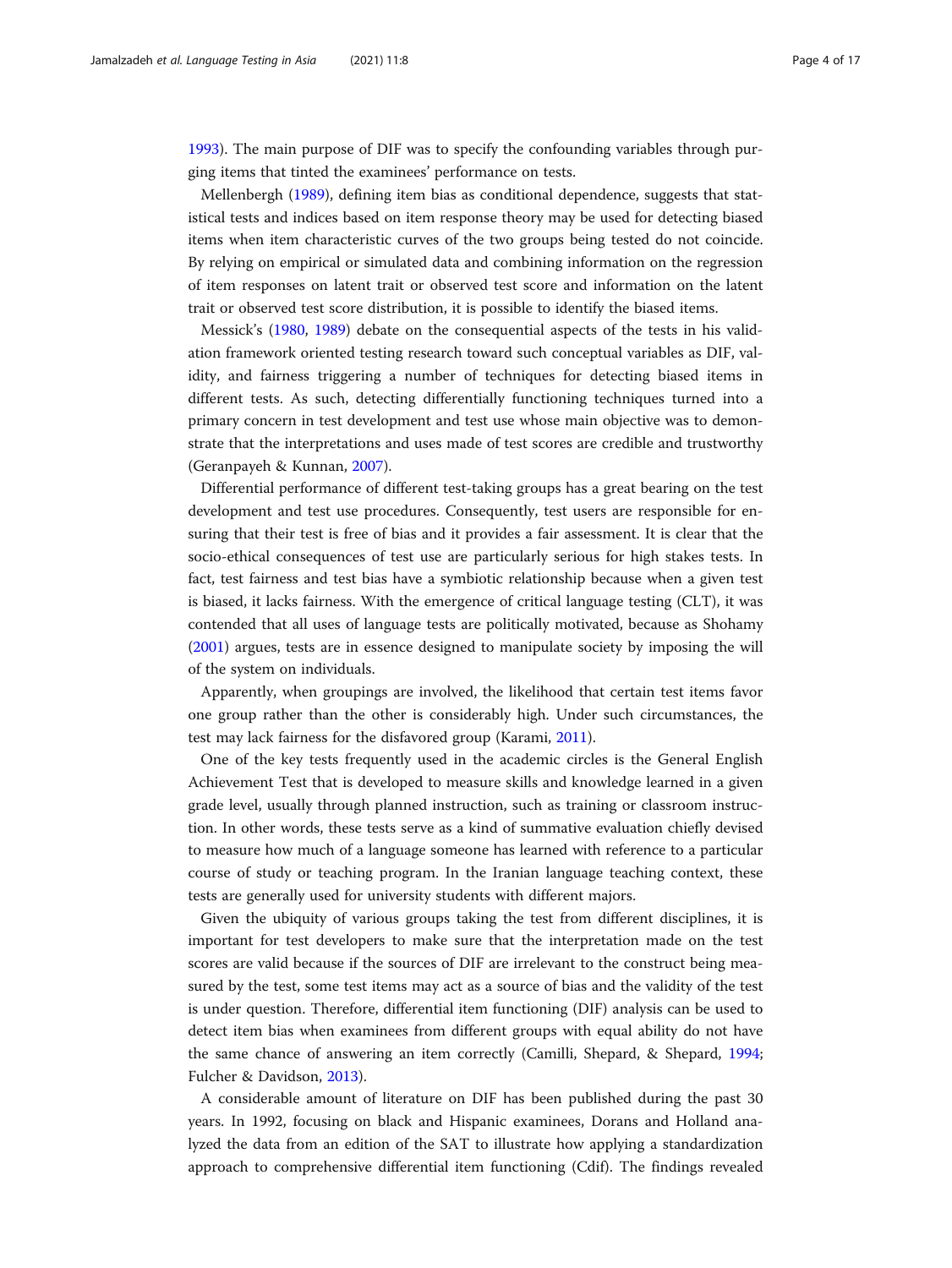1993). The main purpose of DIF was to specify the confounding variables through purging items that tinted the examinees' performance on tests.

Mellenbergh (1989), defining item bias as conditional dependence, suggests that statistical tests and indices based on item response theory may be used for detecting biased items when item characteristic curves of the two groups being tested do not coincide. By relying on empirical or simulated data and combining information on the regression of item responses on latent trait or observed test score and information on the latent trait or observed test score distribution, it is possible to identify the biased items.

Messick's (1980, 1989) debate on the consequential aspects of the tests in his validation framework oriented testing research toward such conceptual variables as DIF, validity, and fairness triggering a number of techniques for detecting biased items in different tests. As such, detecting differentially functioning techniques turned into a primary concern in test development and test use whose main objective was to demonstrate that the interpretations and uses made of test scores are credible and trustworthy (Geranpayeh & Kunnan, 2007).

Differential performance of different test-taking groups has a great bearing on the test development and test use procedures. Consequently, test users are responsible for ensuring that their test is free of bias and it provides a fair assessment. It is clear that the socio-ethical consequences of test use are particularly serious for high stakes tests. In fact, test fairness and test bias have a symbiotic relationship because when a given test is biased, it lacks fairness. With the emergence of critical language testing (CLT), it was contended that all uses of language tests are politically motivated, because as Shohamy (2001) argues, tests are in essence designed to manipulate society by imposing the will of the system on individuals.

Apparently, when groupings are involved, the likelihood that certain test items favor one group rather than the other is considerably high. Under such circumstances, the test may lack fairness for the disfavored group (Karami, 2011).

One of the key tests frequently used in the academic circles is the General English Achievement Test that is developed to measure skills and knowledge learned in a given grade level, usually through planned instruction, such as training or classroom instruction. In other words, these tests serve as a kind of summative evaluation chiefly devised to measure how much of a language someone has learned with reference to a particular course of study or teaching program. In the Iranian language teaching context, these tests are generally used for university students with different majors.

Given the ubiquity of various groups taking the test from different disciplines, it is important for test developers to make sure that the interpretation made on the test scores are valid because if the sources of DIF are irrelevant to the construct being measured by the test, some test items may act as a source of bias and the validity of the test is under question. Therefore, differential item functioning (DIF) analysis can be used to detect item bias when examinees from different groups with equal ability do not have the same chance of answering an item correctly (Camilli, Shepard, & Shepard, 1994; Fulcher & Davidson, 2013).

A considerable amount of literature on DIF has been published during the past 30 years. In 1992, focusing on black and Hispanic examinees, Dorans and Holland analyzed the data from an edition of the SAT to illustrate how applying a standardization approach to comprehensive differential item functioning (Cdif). The findings revealed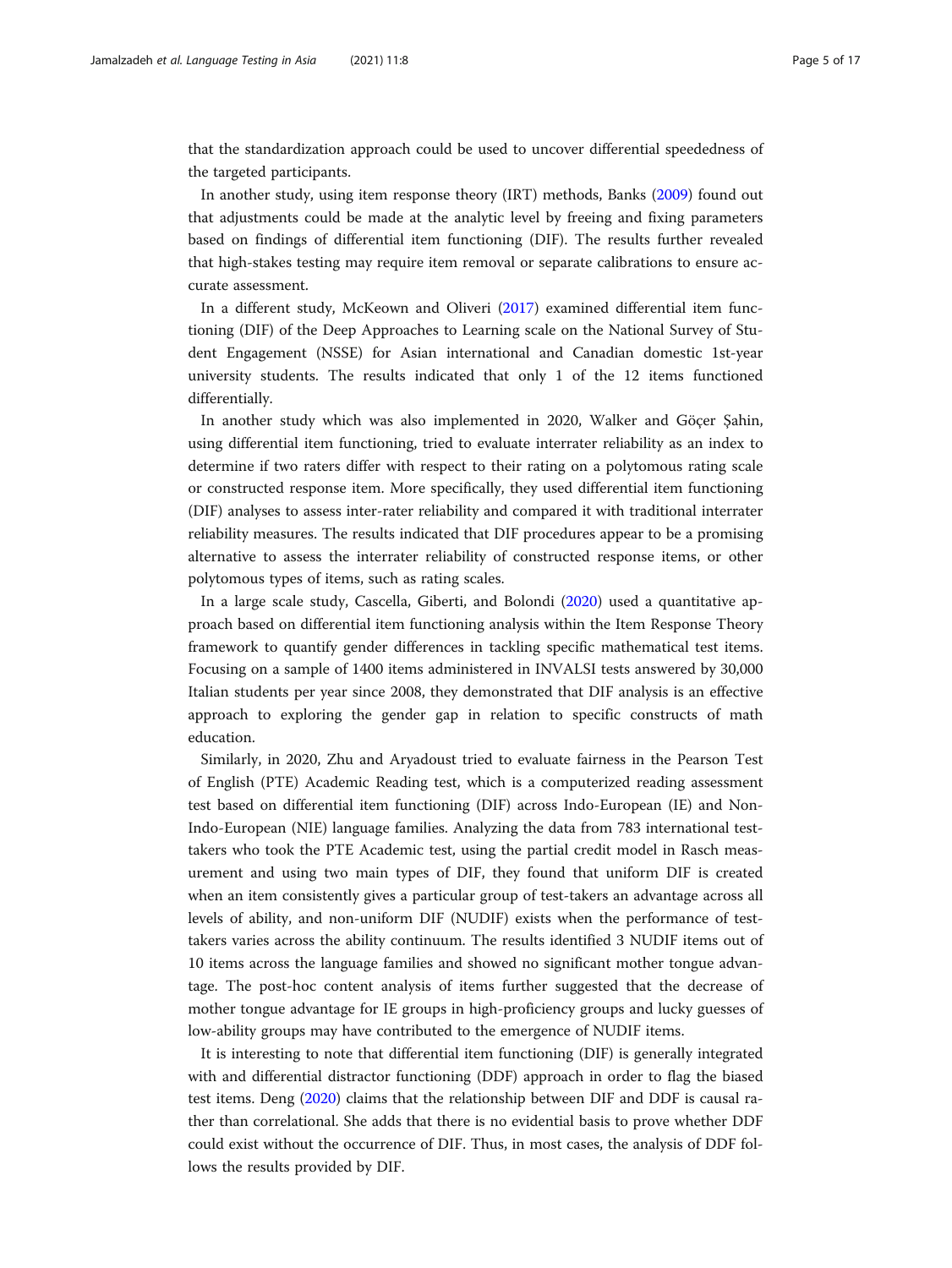that the standardization approach could be used to uncover differential speededness of the targeted participants.

In another study, using item response theory (IRT) methods, Banks (2009) found out that adjustments could be made at the analytic level by freeing and fixing parameters based on findings of differential item functioning (DIF). The results further revealed that high-stakes testing may require item removal or separate calibrations to ensure accurate assessment.

In a different study, McKeown and Oliveri (2017) examined differential item functioning (DIF) of the Deep Approaches to Learning scale on the National Survey of Student Engagement (NSSE) for Asian international and Canadian domestic 1st-year university students. The results indicated that only 1 of the 12 items functioned differentially.

In another study which was also implemented in 2020, Walker and Göçer Şahin, using differential item functioning, tried to evaluate interrater reliability as an index to determine if two raters differ with respect to their rating on a polytomous rating scale or constructed response item. More specifically, they used differential item functioning (DIF) analyses to assess inter-rater reliability and compared it with traditional interrater reliability measures. The results indicated that DIF procedures appear to be a promising alternative to assess the interrater reliability of constructed response items, or other polytomous types of items, such as rating scales.

In a large scale study, Cascella, Giberti, and Bolondi (2020) used a quantitative approach based on differential item functioning analysis within the Item Response Theory framework to quantify gender differences in tackling specific mathematical test items. Focusing on a sample of 1400 items administered in INVALSI tests answered by 30,000 Italian students per year since 2008, they demonstrated that DIF analysis is an effective approach to exploring the gender gap in relation to specific constructs of math education.

Similarly, in 2020, Zhu and Aryadoust tried to evaluate fairness in the Pearson Test of English (PTE) Academic Reading test, which is a computerized reading assessment test based on differential item functioning (DIF) across Indo-European (IE) and Non-Indo-European (NIE) language families. Analyzing the data from 783 international test-takers who took the PTE Academic test, using the partial credit model in Rasch measurement and using two main types of DIF, they found that uniform DIF is created when an item consistently gives a particular group of test-takers an advantage across all levels of ability, and non-uniform DIF (NUDIF) exists when the performance of test-takers varies across the ability continuum. The results identified 3 NUDIF items out of 10 items across the language families and showed no significant mother tongue advantage. The post-hoc content analysis of items further suggested that the decrease of mother tongue advantage for IE groups in high-proficiency groups and lucky guesses of low-ability groups may have contributed to the emergence of NUDIF items.

It is interesting to note that differential item functioning (DIF) is generally integrated with and differential distractor functioning (DDF) approach in order to flag the biased test items. Deng (2020) claims that the relationship between DIF and DDF is causal rather than correlational. She adds that there is no evidential basis to prove whether DDF could exist without the occurrence of DIF. Thus, in most cases, the analysis of DDF follows the results provided by DIF.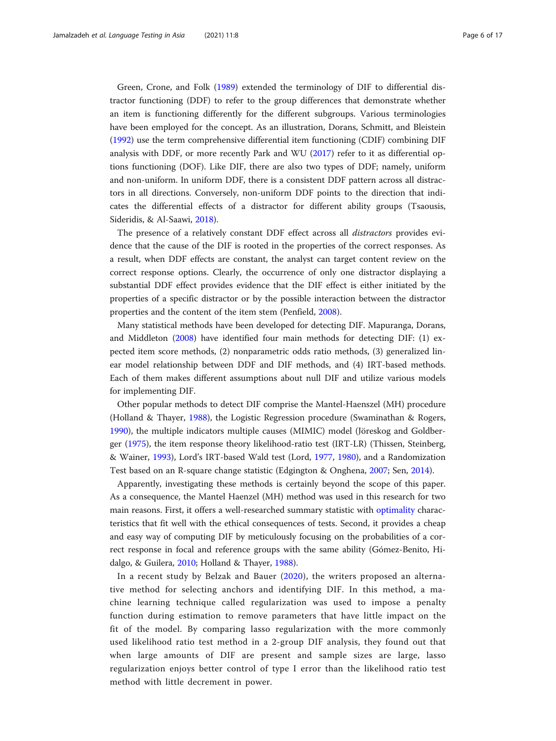Green, Crone, and Folk (1989) extended the terminology of DIF to differential distractor functioning (DDF) to refer to the group differences that demonstrate whether an item is functioning differently for the different subgroups. Various terminologies have been employed for the concept. As an illustration, Dorans, Schmitt, and Bleistein (1992) use the term comprehensive differential item functioning (CDIF) combining DIF analysis with DDF, or more recently Park and WU (2017) refer to it as differential options functioning (DOF). Like DIF, there are also two types of DDF; namely, uniform and non-uniform. In uniform DDF, there is a consistent DDF pattern across all distractors in all directions. Conversely, non-uniform DDF points to the direction that indicates the differential effects of a distractor for different ability groups (Tsaousis, Sideridis, & Al-Saawi, 2018).

The presence of a relatively constant DDF effect across all *distractors* provides evidence that the cause of the DIF is rooted in the properties of the correct responses. As a result, when DDF effects are constant, the analyst can target content review on the correct response options. Clearly, the occurrence of only one distractor displaying a substantial DDF effect provides evidence that the DIF effect is either initiated by the properties of a specific distractor or by the possible interaction between the distractor properties and the content of the item stem (Penfield, 2008).

Many statistical methods have been developed for detecting DIF. Mapuranga, Dorans, and Middleton (2008) have identified four main methods for detecting DIF: (1) expected item score methods, (2) nonparametric odds ratio methods, (3) generalized linear model relationship between DDF and DIF methods, and (4) IRT-based methods. Each of them makes different assumptions about null DIF and utilize various models for implementing DIF.

Other popular methods to detect DIF comprise the Mantel-Haenszel (MH) procedure (Holland & Thayer, 1988), the Logistic Regression procedure (Swaminathan & Rogers, 1990), the multiple indicators multiple causes (MIMIC) model (Jöreskog and Goldberger (1975), the item response theory likelihood-ratio test (IRT-LR) (Thissen, Steinberg, & Wainer, 1993), Lord's IRT-based Wald test (Lord, 1977, 1980), and a Randomization Test based on an R-square change statistic (Edgington & Onghena, 2007; Sen, 2014).

Apparently, investigating these methods is certainly beyond the scope of this paper. As a consequence, the Mantel Haenzel (MH) method was used in this research for two main reasons. First, it offers a well-researched summary statistic with optimality characteristics that fit well with the ethical consequences of tests. Second, it provides a cheap and easy way of computing DIF by meticulously focusing on the probabilities of a correct response in focal and reference groups with the same ability (Gómez-Benito, Hidalgo, & Guilera, 2010; Holland & Thayer, 1988).

In a recent study by Belzak and Bauer (2020), the writers proposed an alternative method for selecting anchors and identifying DIF. In this method, a machine learning technique called regularization was used to impose a penalty function during estimation to remove parameters that have little impact on the fit of the model. By comparing lasso regularization with the more commonly used likelihood ratio test method in a 2-group DIF analysis, they found out that when large amounts of DIF are present and sample sizes are large, lasso regularization enjoys better control of type I error than the likelihood ratio test method with little decrement in power.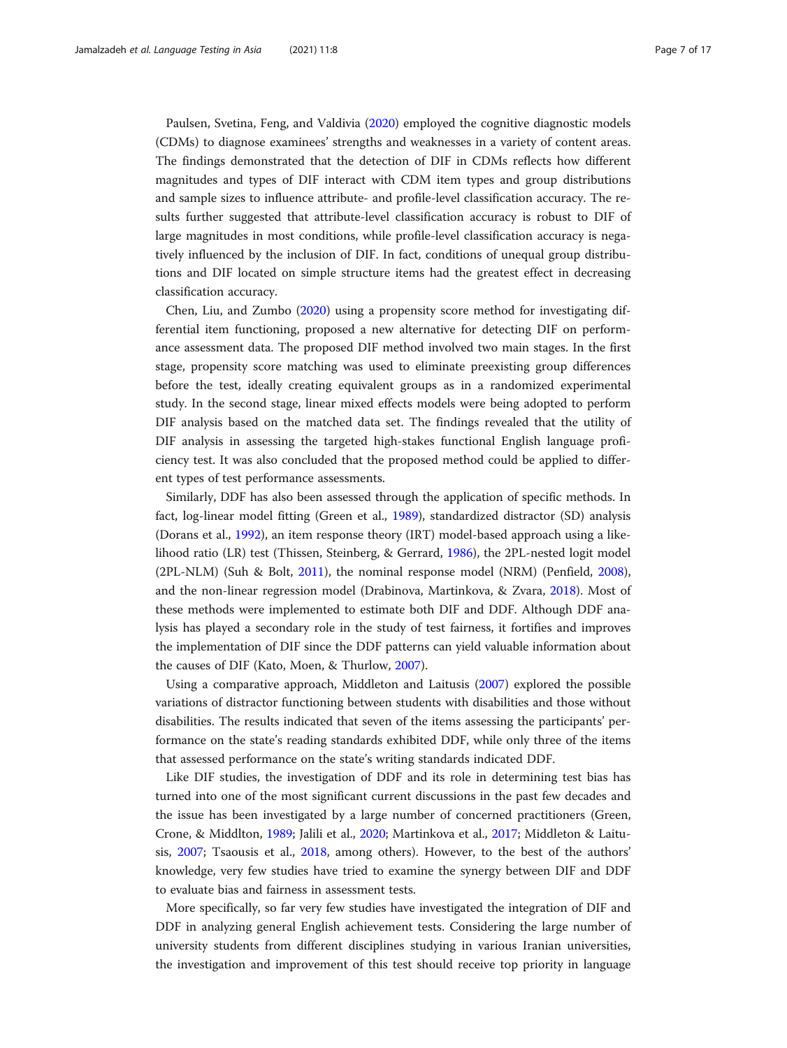Paulsen, Svetina, Feng, and Valdivia (2020) employed the cognitive diagnostic models (CDMs) to diagnose examinees' strengths and weaknesses in a variety of content areas. The findings demonstrated that the detection of DIF in CDMs reflects how different magnitudes and types of DIF interact with CDM item types and group distributions and sample sizes to influence attribute- and profile-level classification accuracy. The results further suggested that attribute-level classification accuracy is robust to DIF of large magnitudes in most conditions, while profile-level classification accuracy is negatively influenced by the inclusion of DIF. In fact, conditions of unequal group distributions and DIF located on simple structure items had the greatest effect in decreasing classification accuracy.

Chen, Liu, and Zumbo (2020) using a propensity score method for investigating differential item functioning, proposed a new alternative for detecting DIF on performance assessment data. The proposed DIF method involved two main stages. In the first stage, propensity score matching was used to eliminate preexisting group differences before the test, ideally creating equivalent groups as in a randomized experimental study. In the second stage, linear mixed effects models were being adopted to perform DIF analysis based on the matched data set. The findings revealed that the utility of DIF analysis in assessing the targeted high-stakes functional English language proficiency test. It was also concluded that the proposed method could be applied to different types of test performance assessments.

Similarly, DDF has also been assessed through the application of specific methods. In fact, log-linear model fitting (Green et al., 1989), standardized distractor (SD) analysis (Dorans et al., 1992), an item response theory (IRT) model-based approach using a likelihood ratio (LR) test (Thissen, Steinberg, & Gerrard, 1986), the 2PL-nested logit model (2PL-NLM) (Suh & Bolt, 2011), the nominal response model (NRM) (Penfield, 2008), and the non-linear regression model (Drabinova, Martinkova, & Zvara, 2018). Most of these methods were implemented to estimate both DIF and DDF. Although DDF analysis has played a secondary role in the study of test fairness, it fortifies and improves the implementation of DIF since the DDF patterns can yield valuable information about the causes of DIF (Kato, Moen, & Thurlow, 2007).

Using a comparative approach, Middleton and Laitusis (2007) explored the possible variations of distractor functioning between students with disabilities and those without disabilities. The results indicated that seven of the items assessing the participants' performance on the state's reading standards exhibited DDF, while only three of the items that assessed performance on the state's writing standards indicated DDF.

Like DIF studies, the investigation of DDF and its role in determining test bias has turned into one of the most significant current discussions in the past few decades and the issue has been investigated by a large number of concerned practitioners (Green, Crone, & Middlton, 1989; Jalili et al., 2020; Martinkova et al., 2017; Middleton & Laitusis, 2007; Tsaousis et al., 2018, among others). However, to the best of the authors' knowledge, very few studies have tried to examine the synergy between DIF and DDF to evaluate bias and fairness in assessment tests.

More specifically, so far very few studies have investigated the integration of DIF and DDF in analyzing general English achievement tests. Considering the large number of university students from different disciplines studying in various Iranian universities, the investigation and improvement of this test should receive top priority in language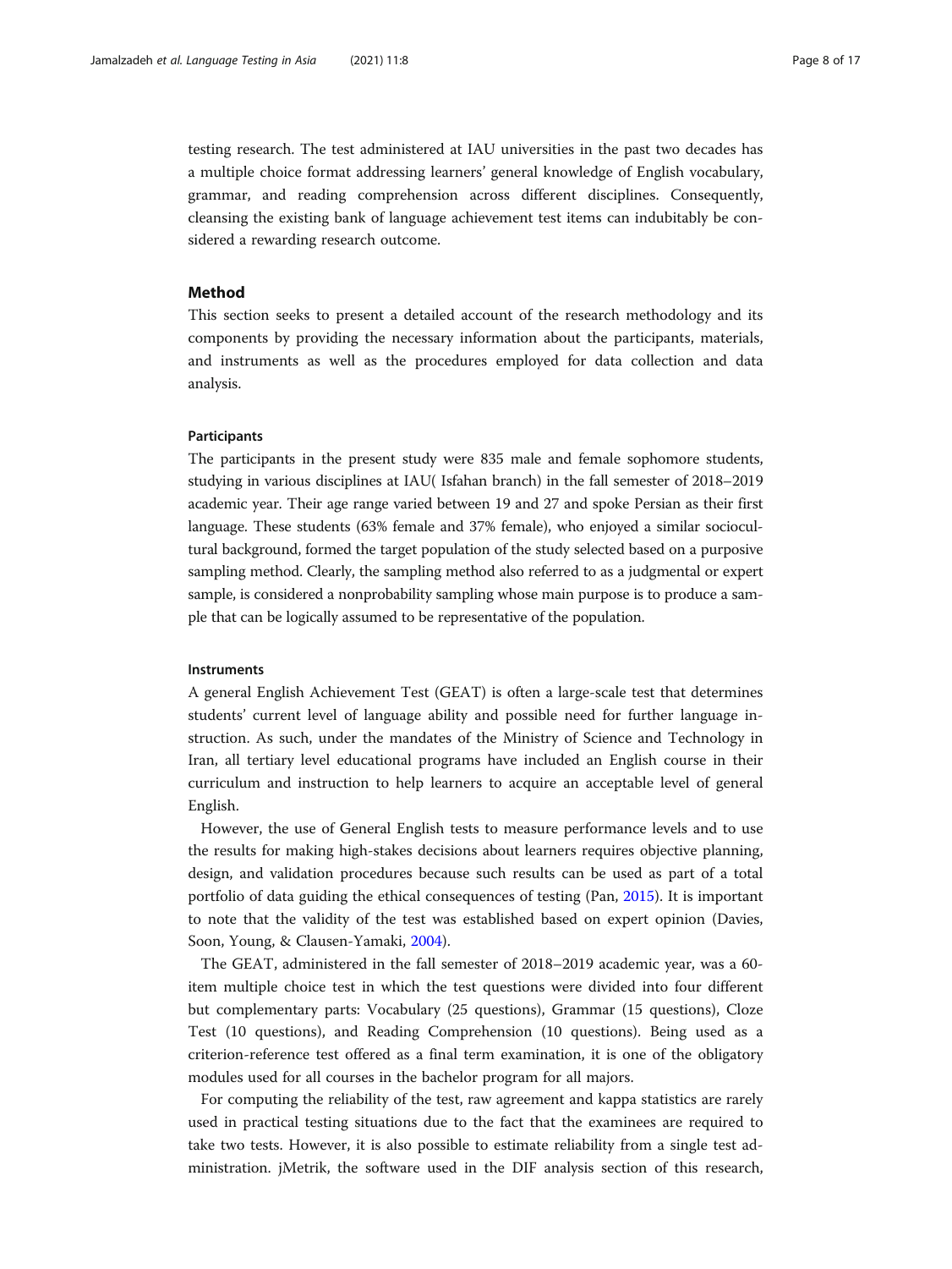testing research. The test administered at IAU universities in the past two decades has a multiple choice format addressing learners' general knowledge of English vocabulary, grammar, and reading comprehension across different disciplines. Consequently, cleansing the existing bank of language achievement test items can indubitably be considered a rewarding research outcome.

## Method

This section seeks to present a detailed account of the research methodology and its components by providing the necessary information about the participants, materials, and instruments as well as the procedures employed for data collection and data analysis.

### Participants

The participants in the present study were 835 male and female sophomore students, studying in various disciplines at IAU( Isfahan branch) in the fall semester of 2018–2019 academic year. Their age range varied between 19 and 27 and spoke Persian as their first language. These students (63% female and 37% female), who enjoyed a similar sociocultural background, formed the target population of the study selected based on a purposive sampling method. Clearly, the sampling method also referred to as a judgmental or expert sample, is considered a nonprobability sampling whose main purpose is to produce a sample that can be logically assumed to be representative of the population.

### Instruments

A general English Achievement Test (GEAT) is often a large-scale test that determines students' current level of language ability and possible need for further language instruction. As such, under the mandates of the Ministry of Science and Technology in Iran, all tertiary level educational programs have included an English course in their curriculum and instruction to help learners to acquire an acceptable level of general English.

However, the use of General English tests to measure performance levels and to use the results for making high-stakes decisions about learners requires objective planning, design, and validation procedures because such results can be used as part of a total portfolio of data guiding the ethical consequences of testing (Pan, 2015). It is important to note that the validity of the test was established based on expert opinion (Davies, Soon, Young, & Clausen-Yamaki, 2004).

The GEAT, administered in the fall semester of 2018–2019 academic year, was a 60-item multiple choice test in which the test questions were divided into four different but complementary parts: Vocabulary (25 questions), Grammar (15 questions), Cloze Test (10 questions), and Reading Comprehension (10 questions). Being used as a criterion-reference test offered as a final term examination, it is one of the obligatory modules used for all courses in the bachelor program for all majors.

For computing the reliability of the test, raw agreement and kappa statistics are rarely used in practical testing situations due to the fact that the examinees are required to take two tests. However, it is also possible to estimate reliability from a single test administration. jMetrik, the software used in the DIF analysis section of this research,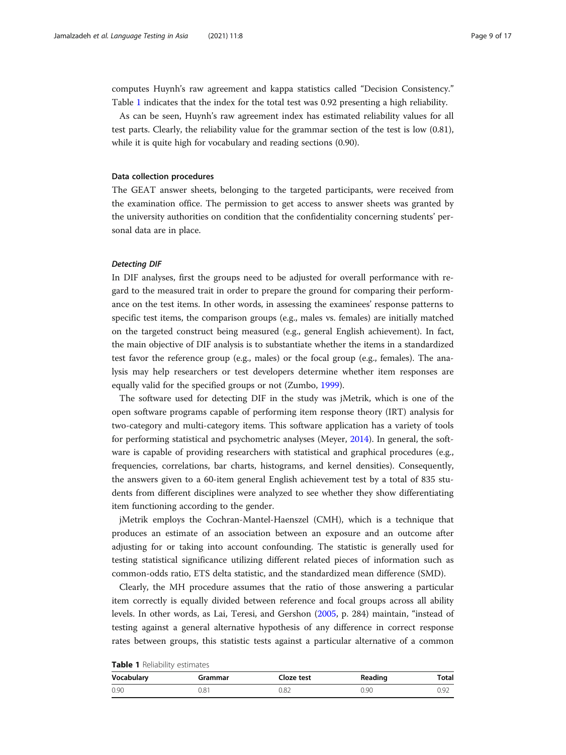computes Huynh's raw agreement and kappa statistics called "Decision Consistency." Table 1 indicates that the index for the total test was 0.92 presenting a high reliability.

As can be seen, Huynh's raw agreement index has estimated reliability values for all test parts. Clearly, the reliability value for the grammar section of the test is low (0.81), while it is quite high for vocabulary and reading sections (0.90).

### Data collection procedures

The GEAT answer sheets, belonging to the targeted participants, were received from the examination office. The permission to get access to answer sheets was granted by the university authorities on condition that the confidentiality concerning students' personal data are in place.

#### *Detecting DIF*

In DIF analyses, first the groups need to be adjusted for overall performance with regard to the measured trait in order to prepare the ground for comparing their performance on the test items. In other words, in assessing the examinees' response patterns to specific test items, the comparison groups (e.g., males vs. females) are initially matched on the targeted construct being measured (e.g., general English achievement). In fact, the main objective of DIF analysis is to substantiate whether the items in a standardized test favor the reference group (e.g., males) or the focal group (e.g., females). The analysis may help researchers or test developers determine whether item responses are equally valid for the specified groups or not (Zumbo, 1999).

The software used for detecting DIF in the study was jMetrik, which is one of the open software programs capable of performing item response theory (IRT) analysis for two-category and multi-category items. This software application has a variety of tools for performing statistical and psychometric analyses (Meyer, 2014). In general, the software is capable of providing researchers with statistical and graphical procedures (e.g., frequencies, correlations, bar charts, histograms, and kernel densities). Consequently, the answers given to a 60-item general English achievement test by a total of 835 students from different disciplines were analyzed to see whether they show differentiating item functioning according to the gender.

jMetrik employs the Cochran-Mantel-Haenszel (CMH), which is a technique that produces an estimate of an association between an exposure and an outcome after adjusting for or taking into account confounding. The statistic is generally used for testing statistical significance utilizing different related pieces of information such as common-odds ratio, ETS delta statistic, and the standardized mean difference (SMD).

Clearly, the MH procedure assumes that the ratio of those answering a particular item correctly is equally divided between reference and focal groups across all ability levels. In other words, as Lai, Teresi, and Gershon (2005, p. 284) maintain, "instead of testing against a general alternative hypothesis of any difference in correct response rates between groups, this statistic tests against a particular alternative of a common

**Table 1** Reliability estimates

| Vocabulary | Grammar | Cloze test | Reading | Total |
|---|---|---|---|---|
| 0.90 | 0.81 | 0.82 | 0.90 | 0.92 |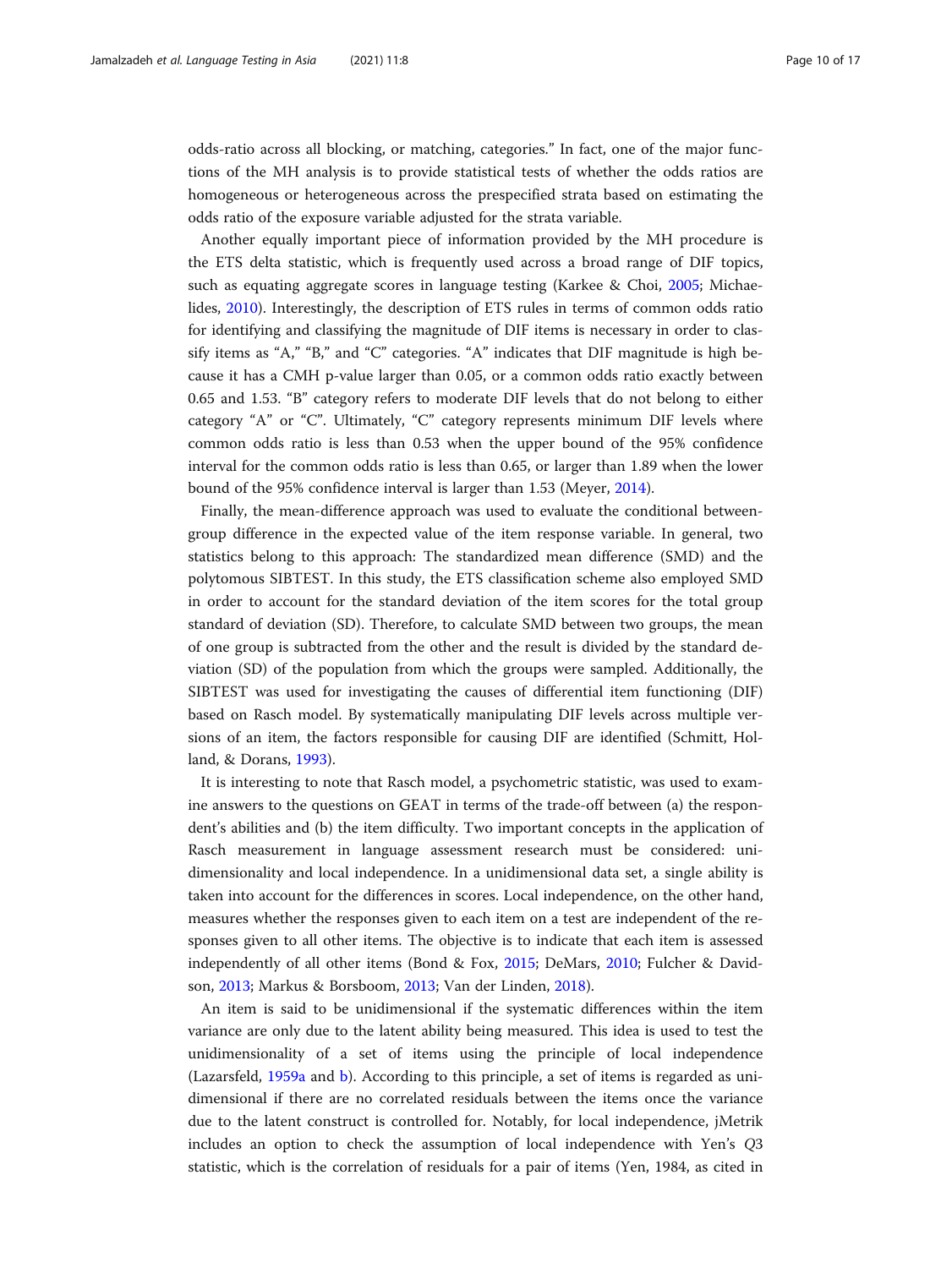odds-ratio across all blocking, or matching, categories." In fact, one of the major functions of the MH analysis is to provide statistical tests of whether the odds ratios are homogeneous or heterogeneous across the prespecified strata based on estimating the odds ratio of the exposure variable adjusted for the strata variable.

Another equally important piece of information provided by the MH procedure is the ETS delta statistic, which is frequently used across a broad range of DIF topics, such as equating aggregate scores in language testing (Karkee & Choi, 2005; Michaelides, 2010). Interestingly, the description of ETS rules in terms of common odds ratio for identifying and classifying the magnitude of DIF items is necessary in order to classify items as "A," "B," and "C" categories. "A" indicates that DIF magnitude is high because it has a CMH p-value larger than 0.05, or a common odds ratio exactly between 0.65 and 1.53. "B" category refers to moderate DIF levels that do not belong to either category "A" or "C". Ultimately, "C" category represents minimum DIF levels where common odds ratio is less than 0.53 when the upper bound of the 95% confidence interval for the common odds ratio is less than 0.65, or larger than 1.89 when the lower bound of the 95% confidence interval is larger than 1.53 (Meyer, 2014).

Finally, the mean-difference approach was used to evaluate the conditional between-group difference in the expected value of the item response variable. In general, two statistics belong to this approach: The standardized mean difference (SMD) and the polytomous SIBTEST. In this study, the ETS classification scheme also employed SMD in order to account for the standard deviation of the item scores for the total group standard of deviation (SD). Therefore, to calculate SMD between two groups, the mean of one group is subtracted from the other and the result is divided by the standard deviation (SD) of the population from which the groups were sampled. Additionally, the SIBTEST was used for investigating the causes of differential item functioning (DIF) based on Rasch model. By systematically manipulating DIF levels across multiple versions of an item, the factors responsible for causing DIF are identified (Schmitt, Holland, & Dorans, 1993).

It is interesting to note that Rasch model, a psychometric statistic, was used to examine answers to the questions on GEAT in terms of the trade-off between (a) the respondent's abilities and (b) the item difficulty. Two important concepts in the application of Rasch measurement in language assessment research must be considered: unidimensionality and local independence. In a unidimensional data set, a single ability is taken into account for the differences in scores. Local independence, on the other hand, measures whether the responses given to each item on a test are independent of the responses given to all other items. The objective is to indicate that each item is assessed independently of all other items (Bond & Fox, 2015; DeMars, 2010; Fulcher & Davidson, 2013; Markus & Borsboom, 2013; Van der Linden, 2018).

An item is said to be unidimensional if the systematic differences within the item variance are only due to the latent ability being measured. This idea is used to test the unidimensionality of a set of items using the principle of local independence (Lazarsfeld, 1959a and b). According to this principle, a set of items is regarded as unidimensional if there are no correlated residuals between the items once the variance due to the latent construct is controlled for. Notably, for local independence, jMetrik includes an option to check the assumption of local independence with Yen's $Q3$ statistic, which is the correlation of residuals for a pair of items (Yen, 1984, as cited in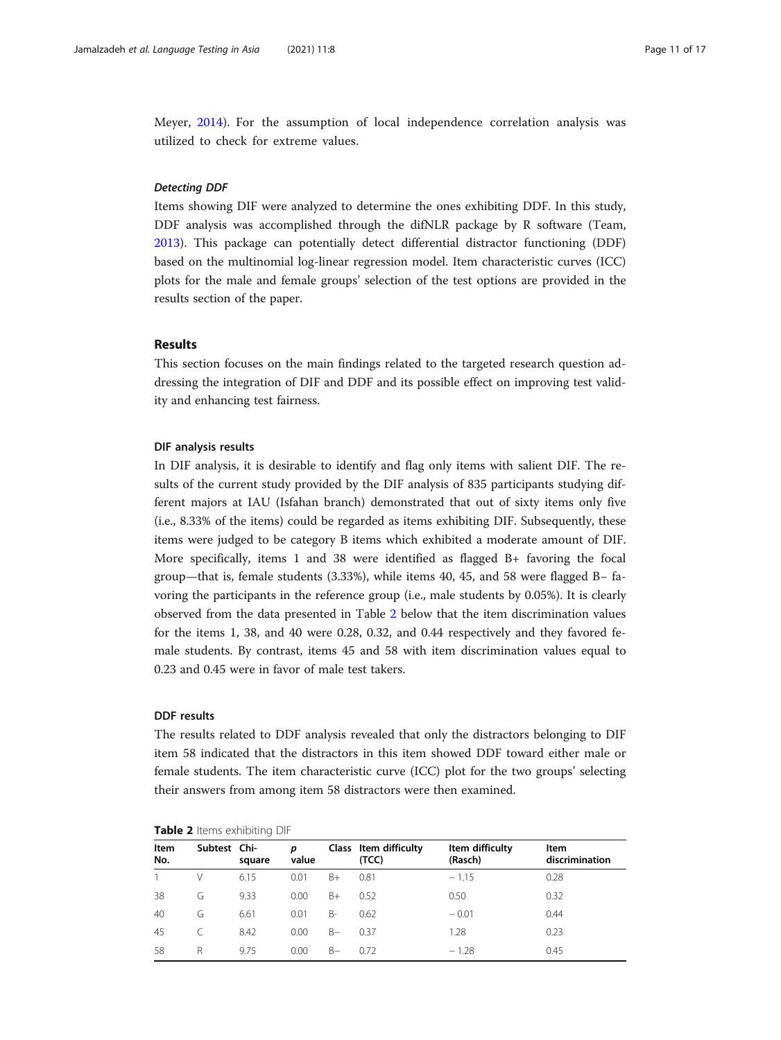Meyer, 2014). For the assumption of local independence correlation analysis was utilized to check for extreme values.

#### *Detecting DDF*

Items showing DIF were analyzed to determine the ones exhibiting DDF. In this study, DDF analysis was accomplished through the difNLR package by R software (Team, 2013). This package can potentially detect differential distractor functioning (DDF) based on the multinomial log-linear regression model. Item characteristic curves (ICC) plots for the male and female groups' selection of the test options are provided in the results section of the paper.

## Results

This section focuses on the main findings related to the targeted research question addressing the integration of DIF and DDF and its possible effect on improving test validity and enhancing test fairness.

### DIF analysis results

In DIF analysis, it is desirable to identify and flag only items with salient DIF. The results of the current study provided by the DIF analysis of 835 participants studying different majors at IAU (Isfahan branch) demonstrated that out of sixty items only five (i.e., 8.33% of the items) could be regarded as items exhibiting DIF. Subsequently, these items were judged to be category B items which exhibited a moderate amount of DIF. More specifically, items 1 and 38 were identified as flagged B+ favoring the focal group—that is, female students (3.33%), while items 40, 45, and 58 were flagged B– favoring the participants in the reference group (i.e., male students by 0.05%). It is clearly observed from the data presented in Table 2 below that the item discrimination values for the items 1, 38, and 40 were 0.28, 0.32, and 0.44 respectively and they favored female students. By contrast, items 45 and 58 with item discrimination values equal to 0.23 and 0.45 were in favor of male test takers.

### DDF results

The results related to DDF analysis revealed that only the distractors belonging to DIF item 58 indicated that the distractors in this item showed DDF toward either male or female students. The item characteristic curve (ICC) plot for the two groups' selecting their answers from among item 58 distractors were then examined.

**Table 2** Items exhibiting DIF

| Item No. | Subtest | Chi-square | *p* value | Class | Item difficulty (TCC) | Item difficulty (Rasch) | Item discrimination |
|---|---|---|---|---|---|---|---|
| 1 | V | 6.15 | 0.01 | B+ | 0.81 | − 1.15 | 0.28 |
| 38 | G | 9.33 | 0.00 | B+ | 0.52 | 0.50 | 0.32 |
| 40 | G | 6.61 | 0.01 | B- | 0.62 | − 0.01 | 0.44 |
| 45 | C | 8.42 | 0.00 | B− | 0.37 | 1.28 | 0.23 |
| 58 | R | 9.75 | 0.00 | B− | 0.72 | − 1.28 | 0.45 |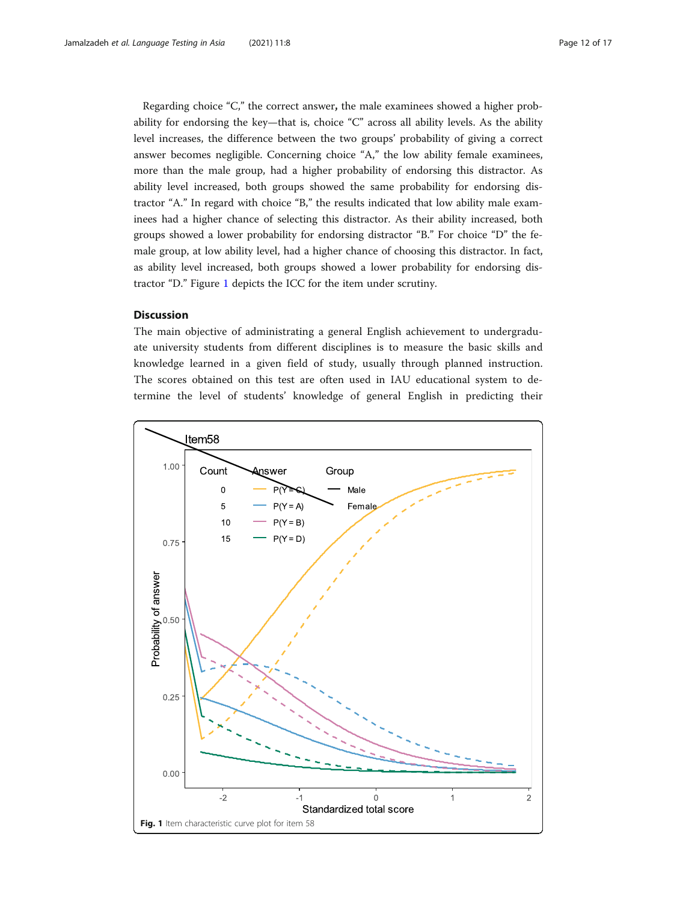Regarding choice "C," the correct answer**,** the male examinees showed a higher probability for endorsing the key—that is, choice "C" across all ability levels. As the ability level increases, the difference between the two groups' probability of giving a correct answer becomes negligible. Concerning choice "A," the low ability female examinees, more than the male group, had a higher probability of endorsing this distractor. As ability level increased, both groups showed the same probability for endorsing distractor "A." In regard with choice "B," the results indicated that low ability male examinees had a higher chance of selecting this distractor. As their ability increased, both groups showed a lower probability for endorsing distractor "B." For choice "D" the female group, at low ability level, had a higher chance of choosing this distractor. In fact, as ability level increased, both groups showed a lower probability for endorsing distractor "D." Figure 1 depicts the ICC for the item under scrutiny.

## Discussion

The main objective of administrating a general English achievement to undergraduate university students from different disciplines is to measure the basic skills and knowledge learned in a given field of study, usually through planned instruction. The scores obtained on this test are often used in IAU educational system to determine the level of students' knowledge of general English in predicting their

**Fig. 1** Item characteristic curve plot for item 58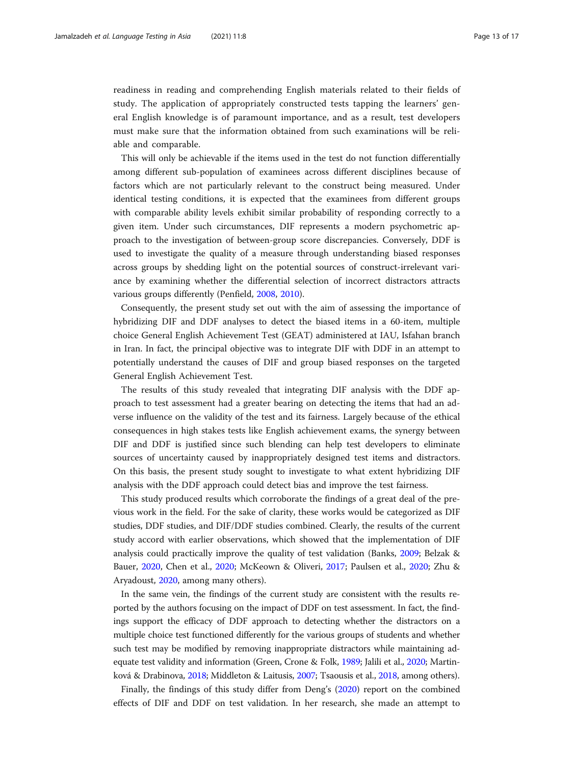readiness in reading and comprehending English materials related to their fields of study. The application of appropriately constructed tests tapping the learners' general English knowledge is of paramount importance, and as a result, test developers must make sure that the information obtained from such examinations will be reliable and comparable.

This will only be achievable if the items used in the test do not function differentially among different sub-population of examinees across different disciplines because of factors which are not particularly relevant to the construct being measured. Under identical testing conditions, it is expected that the examinees from different groups with comparable ability levels exhibit similar probability of responding correctly to a given item. Under such circumstances, DIF represents a modern psychometric approach to the investigation of between-group score discrepancies. Conversely, DDF is used to investigate the quality of a measure through understanding biased responses across groups by shedding light on the potential sources of construct-irrelevant variance by examining whether the differential selection of incorrect distractors attracts various groups differently (Penfield, 2008, 2010).

Consequently, the present study set out with the aim of assessing the importance of hybridizing DIF and DDF analyses to detect the biased items in a 60-item, multiple choice General English Achievement Test (GEAT) administered at IAU, Isfahan branch in Iran. In fact, the principal objective was to integrate DIF with DDF in an attempt to potentially understand the causes of DIF and group biased responses on the targeted General English Achievement Test.

The results of this study revealed that integrating DIF analysis with the DDF approach to test assessment had a greater bearing on detecting the items that had an adverse influence on the validity of the test and its fairness. Largely because of the ethical consequences in high stakes tests like English achievement exams, the synergy between DIF and DDF is justified since such blending can help test developers to eliminate sources of uncertainty caused by inappropriately designed test items and distractors. On this basis, the present study sought to investigate to what extent hybridizing DIF analysis with the DDF approach could detect bias and improve the test fairness.

This study produced results which corroborate the findings of a great deal of the previous work in the field. For the sake of clarity, these works would be categorized as DIF studies, DDF studies, and DIF/DDF studies combined. Clearly, the results of the current study accord with earlier observations, which showed that the implementation of DIF analysis could practically improve the quality of test validation (Banks, 2009; Belzak & Bauer, 2020, Chen et al., 2020; McKeown & Oliveri, 2017; Paulsen et al., 2020; Zhu & Aryadoust, 2020, among many others).

In the same vein, the findings of the current study are consistent with the results reported by the authors focusing on the impact of DDF on test assessment. In fact, the findings support the efficacy of DDF approach to detecting whether the distractors on a multiple choice test functioned differently for the various groups of students and whether such test may be modified by removing inappropriate distractors while maintaining adequate test validity and information (Green, Crone & Folk, 1989; Jalili et al., 2020; Martinková & Drabinova, 2018; Middleton & Laitusis, 2007; Tsaousis et al., 2018, among others).

Finally, the findings of this study differ from Deng's (2020) report on the combined effects of DIF and DDF on test validation. In her research, she made an attempt to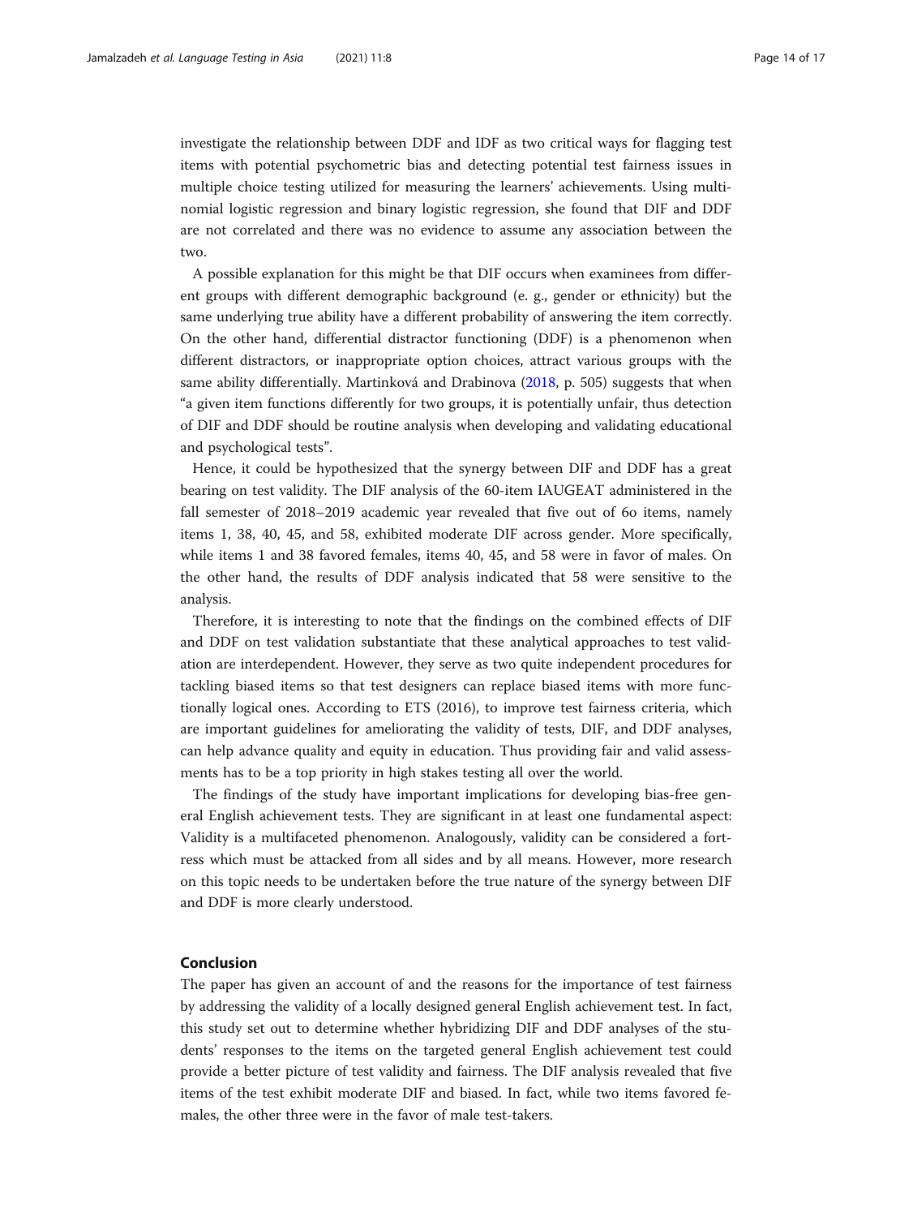investigate the relationship between DDF and IDF as two critical ways for flagging test items with potential psychometric bias and detecting potential test fairness issues in multiple choice testing utilized for measuring the learners' achievements. Using multinomial logistic regression and binary logistic regression, she found that DIF and DDF are not correlated and there was no evidence to assume any association between the two.

A possible explanation for this might be that DIF occurs when examinees from different groups with different demographic background (e. g., gender or ethnicity) but the same underlying true ability have a different probability of answering the item correctly. On the other hand, differential distractor functioning (DDF) is a phenomenon when different distractors, or inappropriate option choices, attract various groups with the same ability differentially. Martinková and Drabinova (2018, p. 505) suggests that when "a given item functions differently for two groups, it is potentially unfair, thus detection of DIF and DDF should be routine analysis when developing and validating educational and psychological tests".

Hence, it could be hypothesized that the synergy between DIF and DDF has a great bearing on test validity. The DIF analysis of the 60-item IAUGEAT administered in the fall semester of 2018–2019 academic year revealed that five out of 6o items, namely items 1, 38, 40, 45, and 58, exhibited moderate DIF across gender. More specifically, while items 1 and 38 favored females, items 40, 45, and 58 were in favor of males. On the other hand, the results of DDF analysis indicated that 58 were sensitive to the analysis.

Therefore, it is interesting to note that the findings on the combined effects of DIF and DDF on test validation substantiate that these analytical approaches to test validation are interdependent. However, they serve as two quite independent procedures for tackling biased items so that test designers can replace biased items with more functionally logical ones. According to ETS (2016), to improve test fairness criteria, which are important guidelines for ameliorating the validity of tests, DIF, and DDF analyses, can help advance quality and equity in education. Thus providing fair and valid assessments has to be a top priority in high stakes testing all over the world.

The findings of the study have important implications for developing bias-free general English achievement tests. They are significant in at least one fundamental aspect: Validity is a multifaceted phenomenon. Analogously, validity can be considered a fortress which must be attacked from all sides and by all means. However, more research on this topic needs to be undertaken before the true nature of the synergy between DIF and DDF is more clearly understood.

## Conclusion

The paper has given an account of and the reasons for the importance of test fairness by addressing the validity of a locally designed general English achievement test. In fact, this study set out to determine whether hybridizing DIF and DDF analyses of the students' responses to the items on the targeted general English achievement test could provide a better picture of test validity and fairness. The DIF analysis revealed that five items of the test exhibit moderate DIF and biased. In fact, while two items favored females, the other three were in the favor of male test-takers.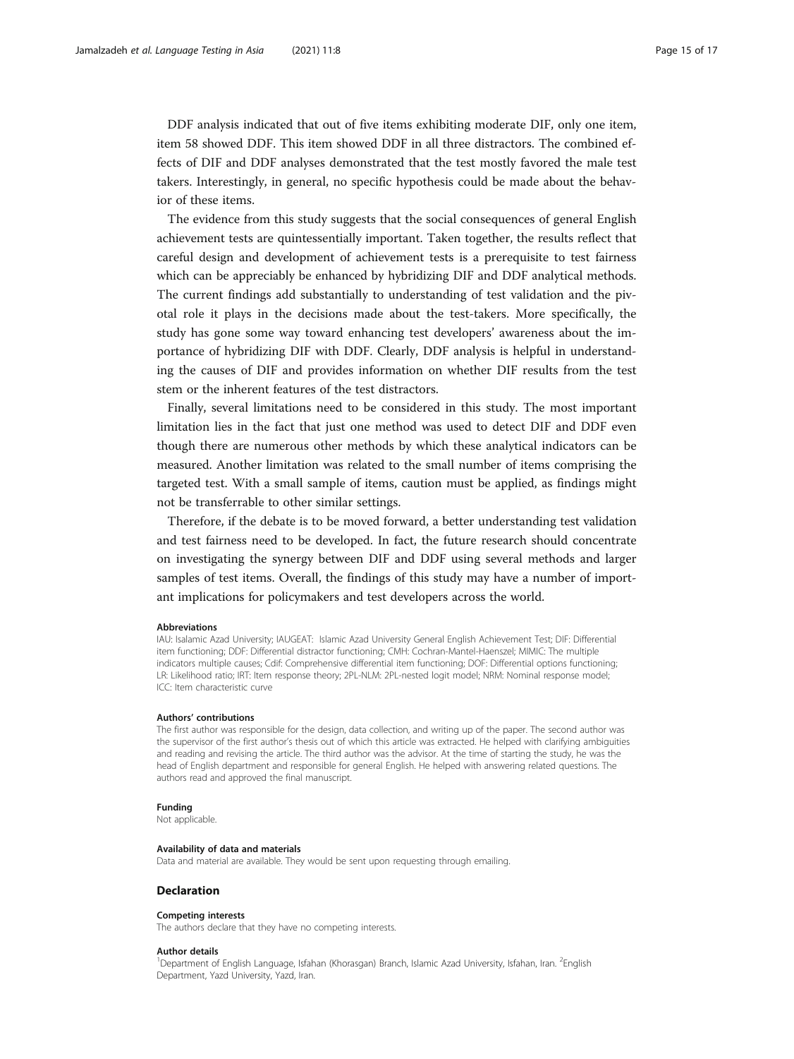DDF analysis indicated that out of five items exhibiting moderate DIF, only one item, item 58 showed DDF. This item showed DDF in all three distractors. The combined effects of DIF and DDF analyses demonstrated that the test mostly favored the male test takers. Interestingly, in general, no specific hypothesis could be made about the behavior of these items.

The evidence from this study suggests that the social consequences of general English achievement tests are quintessentially important. Taken together, the results reflect that careful design and development of achievement tests is a prerequisite to test fairness which can be appreciably be enhanced by hybridizing DIF and DDF analytical methods. The current findings add substantially to understanding of test validation and the pivotal role it plays in the decisions made about the test-takers. More specifically, the study has gone some way toward enhancing test developers' awareness about the importance of hybridizing DIF with DDF. Clearly, DDF analysis is helpful in understanding the causes of DIF and provides information on whether DIF results from the test stem or the inherent features of the test distractors.

Finally, several limitations need to be considered in this study. The most important limitation lies in the fact that just one method was used to detect DIF and DDF even though there are numerous other methods by which these analytical indicators can be measured. Another limitation was related to the small number of items comprising the targeted test. With a small sample of items, caution must be applied, as findings might not be transferrable to other similar settings.

Therefore, if the debate is to be moved forward, a better understanding test validation and test fairness need to be developed. In fact, the future research should concentrate on investigating the synergy between DIF and DDF using several methods and larger samples of test items. Overall, the findings of this study may have a number of important implications for policymakers and test developers across the world.

#### Abbreviations

IAU: Isalamic Azad University; IAUGEAT: Islamic Azad University General English Achievement Test; DIF: Differential item functioning; DDF: Differential distractor functioning; CMH: Cochran-Mantel-Haenszel; MIMIC: The multiple indicators multiple causes; Cdif: Comprehensive differential item functioning; DOF: Differential options functioning; LR: Likelihood ratio; IRT: Item response theory; 2PL-NLM: 2PL-nested logit model; NRM: Nominal response model; ICC: Item characteristic curve

#### Authors' contributions

The first author was responsible for the design, data collection, and writing up of the paper. The second author was the supervisor of the first author's thesis out of which this article was extracted. He helped with clarifying ambiguities and reading and revising the article. The third author was the advisor. At the time of starting the study, he was the head of English department and responsible for general English. He helped with answering related questions. The authors read and approved the final manuscript.

#### Funding

Not applicable.

#### Availability of data and materials

Data and material are available. They would be sent upon requesting through emailing.

### Declaration

#### Competing interests

The authors declare that they have no competing interests.

#### Author details

[1]Department of English Language, Isfahan (Khorasgan) Branch, Islamic Azad University, Isfahan, Iran. [2]English Department, Yazd University, Yazd, Iran.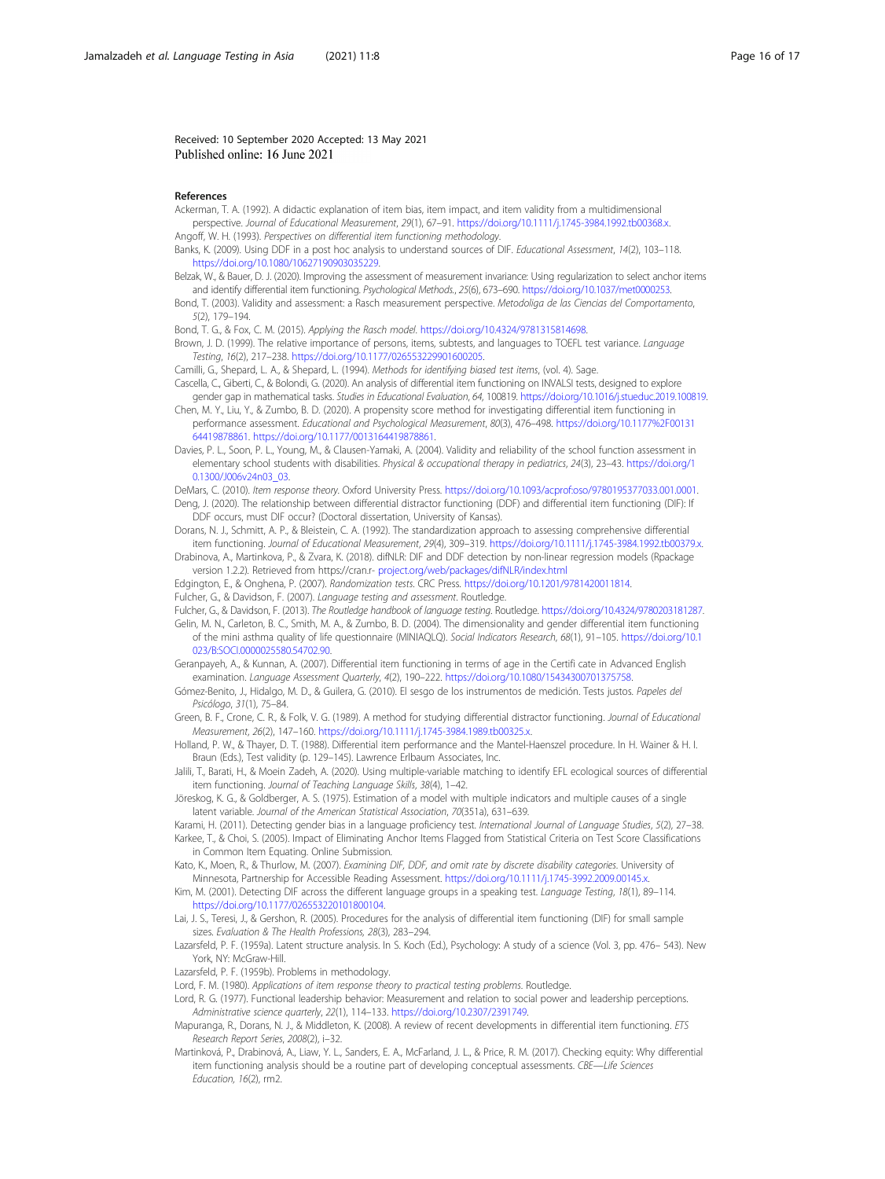Received: 10 September 2020 Accepted: 13 May 2021
Published online: 16 June 2021

## References

Ackerman, T. A. (1992). A didactic explanation of item bias, item impact, and item validity from a multidimensional perspective. *Journal of Educational Measurement*, *29*(1), 67–91. https://doi.org/10.1111/j.1745-3984.1992.tb00368.x.

Angoff, W. H. (1993). *Perspectives on differential item functioning methodology*.

Banks, K. (2009). Using DDF in a post hoc analysis to understand sources of DIF. *Educational Assessment*, *14*(2), 103–118. https://doi.org/10.1080/10627190903035229.

Belzak, W., & Bauer, D. J. (2020). Improving the assessment of measurement invariance: Using regularization to select anchor items and identify differential item functioning. *Psychological Methods.*, *25*(6), 673–690. https://doi.org/10.1037/met0000253.

Bond, T. (2003). Validity and assessment: a Rasch measurement perspective. *Metodoliga de las Ciencias del Comportamento*, *5*(2), 179–194.

Bond, T. G., & Fox, C. M. (2015). *Applying the Rasch model*. https://doi.org/10.4324/9781315814698.

Brown, J. D. (1999). The relative importance of persons, items, subtests, and languages to TOEFL test variance. *Language Testing*, *16*(2), 217–238. https://doi.org/10.1177/026553229901600205.

Camilli, G., Shepard, L. A., & Shepard, L. (1994). *Methods for identifying biased test items*, (vol. 4). Sage.

Cascella, C., Giberti, C., & Bolondi, G. (2020). An analysis of differential item functioning on INVALSI tests, designed to explore gender gap in mathematical tasks. *Studies in Educational Evaluation*, *64*, 100819. https://doi.org/10.1016/j.stueduc.2019.100819.

Chen, M. Y., Liu, Y., & Zumbo, B. D. (2020). A propensity score method for investigating differential item functioning in performance assessment. *Educational and Psychological Measurement*, *80*(3), 476–498. https://doi.org/10.1177%2F0013164419878861. https://doi.org/10.1177/0013164419878861.

Davies, P. L., Soon, P. L., Young, M., & Clausen-Yamaki, A. (2004). Validity and reliability of the school function assessment in elementary school students with disabilities. *Physical & occupational therapy in pediatrics*, *24*(3), 23–43. https://doi.org/10.1300/J006v24n03_03.

DeMars, C. (2010). *Item response theory*. Oxford University Press. https://doi.org/10.1093/acprof:oso/9780195377033.001.0001.

Deng, J. (2020). The relationship between differential distractor functioning (DDF) and differential item functioning (DIF): If DDF occurs, must DIF occur? (Doctoral dissertation, University of Kansas).

Dorans, N. J., Schmitt, A. P., & Bleistein, C. A. (1992). The standardization approach to assessing comprehensive differential item functioning. *Journal of Educational Measurement*, *29*(4), 309–319. https://doi.org/10.1111/j.1745-3984.1992.tb00379.x.

Drabinova, A., Martinkova, P., & Zvara, K. (2018). difNLR: DIF and DDF detection by non-linear regression models (Rpackage version 1.2.2). Retrieved from https://cran.r- project.org/web/packages/difNLR/index.html

Edgington, E., & Onghena, P. (2007). *Randomization tests*. CRC Press. https://doi.org/10.1201/9781420011814.

Fulcher, G., & Davidson, F. (2007). *Language testing and assessment*. Routledge.

Fulcher, G., & Davidson, F. (2013). *The Routledge handbook of language testing*. Routledge. https://doi.org/10.4324/9780203181287.

Gelin, M. N., Carleton, B. C., Smith, M. A., & Zumbo, B. D. (2004). The dimensionality and gender differential item functioning of the mini asthma quality of life questionnaire (MINIAQLQ). *Social Indicators Research*, *68*(1), 91–105. https://doi.org/10.1023/B:SOCI.0000025580.54702.90.

Geranpayeh, A., & Kunnan, A. (2007). Differential item functioning in terms of age in the Certifi cate in Advanced English examination. *Language Assessment Quarterly*, *4*(2), 190–222. https://doi.org/10.1080/15434300701375758.

Gómez-Benito, J., Hidalgo, M. D., & Guilera, G. (2010). El sesgo de los instrumentos de medición. Tests justos. *Papeles del Psicólogo*, *31*(1), 75–84.

Green, B. F., Crone, C. R., & Folk, V. G. (1989). A method for studying differential distractor functioning. *Journal of Educational Measurement*, *26*(2), 147–160. https://doi.org/10.1111/j.1745-3984.1989.tb00325.x.

Holland, P. W., & Thayer, D. T. (1988). Differential item performance and the Mantel-Haenszel procedure. In H. Wainer & H. I. Braun (Eds.), Test validity (p. 129–145). Lawrence Erlbaum Associates, Inc.

Jalili, T., Barati, H., & Moein Zadeh, A. (2020). Using multiple-variable matching to identify EFL ecological sources of differential item functioning. *Journal of Teaching Language Skills*, *38*(4), 1–42.

Jöreskog, K. G., & Goldberger, A. S. (1975). Estimation of a model with multiple indicators and multiple causes of a single latent variable. *Journal of the American Statistical Association*, *70*(351a), 631–639.

Karami, H. (2011). Detecting gender bias in a language proficiency test. *International Journal of Language Studies*, *5*(2), 27–38.

Karkee, T., & Choi, S. (2005). Impact of Eliminating Anchor Items Flagged from Statistical Criteria on Test Score Classifications in Common Item Equating. Online Submission.

Kato, K., Moen, R., & Thurlow, M. (2007). *Examining DIF, DDF, and omit rate by discrete disability categories*. University of Minnesota, Partnership for Accessible Reading Assessment. https://doi.org/10.1111/j.1745-3992.2009.00145.x.

Kim, M. (2001). Detecting DIF across the different language groups in a speaking test. *Language Testing*, *18*(1), 89–114. https://doi.org/10.1177/026553220101800104.

Lai, J. S., Teresi, J., & Gershon, R. (2005). Procedures for the analysis of differential item functioning (DIF) for small sample sizes. *Evaluation & The Health Professions*, *28*(3), 283–294.

Lazarsfeld, P. F. (1959a). Latent structure analysis. In S. Koch (Ed.), Psychology: A study of a science (Vol. 3, pp. 476– 543). New York, NY: McGraw-Hill.

Lazarsfeld, P. F. (1959b). Problems in methodology.

Lord, F. M. (1980). *Applications of item response theory to practical testing problems*. Routledge.

Lord, R. G. (1977). Functional leadership behavior: Measurement and relation to social power and leadership perceptions. *Administrative science quarterly*, *22*(1), 114–133. https://doi.org/10.2307/2391749.

Mapuranga, R., Dorans, N. J., & Middleton, K. (2008). A review of recent developments in differential item functioning. *ETS Research Report Series*, *2008*(2), i–32.

Martinková, P., Drabinová, A., Liaw, Y. L., Sanders, E. A., McFarland, J. L., & Price, R. M. (2017). Checking equity: Why differential item functioning analysis should be a routine part of developing conceptual assessments. *CBE—Life Sciences Education*, *16*(2), rm2.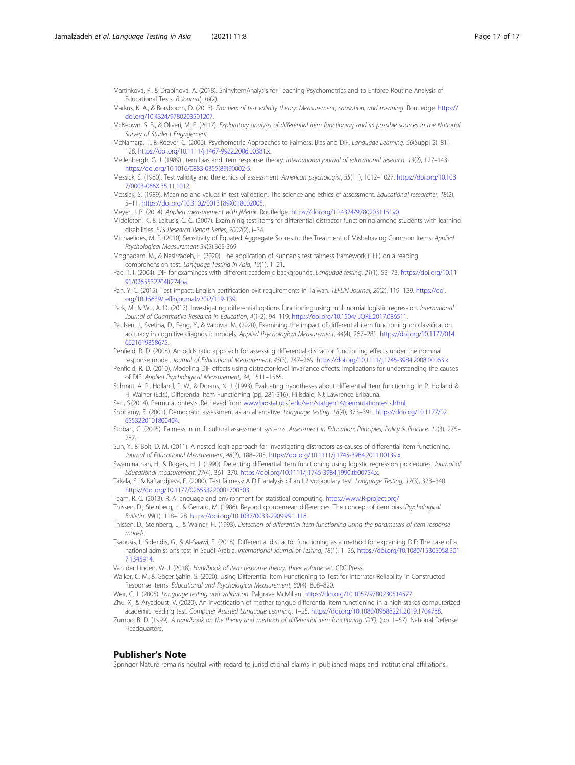Martinková, P., & Drabinová, A. (2018). ShinyItemAnalysis for Teaching Psychometrics and to Enforce Routine Analysis of Educational Tests. *R Journal, 10*(2).

Markus, K. A., & Borsboom, D. (2013). *Frontiers of test validity theory: Measurement, causation, and meaning*. Routledge. https://doi.org/10.4324/9780203501207.

McKeown, S. B., & Oliveri, M. E. (2017). *Exploratory analysis of differential item functioning and its possible sources in the National Survey of Student Engagement*.

McNamara, T., & Roever, C. (2006). Psychometric Approaches to Fairness: Bias and DIF. *Language Learning, 56*(Suppl 2), 81–128. https://doi.org/10.1111/j.1467-9922.2006.00381.x.

Mellenbergh, G. J. (1989). Item bias and item response theory. *International journal of educational research*, *13*(2), 127–143. https://doi.org/10.1016/0883-0355(89)90002-5.

Messick, S. (1980). Test validity and the ethics of assessment. *American psychologist*, *35*(11), 1012–1027. https://doi.org/10.1037/0003-066X.35.11.1012.

Messick, S. (1989). Meaning and values in test validation: The science and ethics of assessment. *Educational researcher*, *18*(2), 5–11. https://doi.org/10.3102/0013189X018002005.

Meyer, J. P. (2014). *Applied measurement with jMetrik*. Routledge. https://doi.org/10.4324/9780203115190.

Middleton, K., & Laitusis, C. C. (2007). Examining test items for differential distractor functioning among students with learning disabilities. *ETS Research Report Series*, *2007*(2), i–34.

Michaelides, M. P. (2010) Sensitivity of Equated Aggregate Scores to the Treatment of Misbehaving Common Items. *Applied Psychological Measurement 34*(5):365-369

Moghadam, M., & Nasirzadeh, F. (2020). The application of Kunnan's test fairness framework (TFF) on a reading comprehension test. *Language Testing in Asia*, *10*(1), 1–21.

Pae, T. I. (2004). DIF for examinees with different academic backgrounds. *Language testing*, *21*(1), 53–73. https://doi.org/10.1191/0265532204lt274oa.

Pan, Y. C. (2015). Test impact: English certification exit requirements in Taiwan. *TEFLIN Journal*, *20*(2), 119–139. https://doi.org/10.15639/teflinjournal.v20i2/119-139.

Park, M., & Wu, A. D. (2017). Investigating differential options functioning using multinomial logistic regression. *International Journal of Quantitative Research in Education*, *4*(1-2), 94–119. https://doi.org/10.1504/IJQRE.2017.086511.

Paulsen, J., Svetina, D., Feng, Y., & Valdivia, M. (2020). Examining the impact of differential item functioning on classification accuracy in cognitive diagnostic models. *Applied Psychological Measurement*, *44*(4), 267–281. https://doi.org/10.1177/0146621619858675.

Penfield, R. D. (2008). An odds ratio approach for assessing differential distractor functioning effects under the nominal response model. *Journal of Educational Measurement*, *45*(3), 247–269. https://doi.org/10.1111/j.1745-3984.2008.00063.x.

Penfield, R. D. (2010). Modeling DIF effects using distractor-level invariance effects: Implications for understanding the causes of DIF. *Applied Psychological Measurement*, *34*, 1511–1565.

Schmitt, A. P., Holland, P. W., & Dorans, N. J. (1993). Evaluating hypotheses about differential item functioning. In P. Holland & H. Wainer (Eds.), Differential Item Functioning (pp. 281-316). Hillsdale, NJ: Lawrence Erlbauna.

Sen, S.(2014). Permutationtests. Retrieved from www.biostat.ucsf.edu/sen/statgen14/permutationtests.html.

Shohamy, E. (2001). Democratic assessment as an alternative. *Language testing*, *18*(4), 373–391. https://doi.org/10.1177/026553220101800404.

Stobart, G. (2005). Fairness in multicultural assessment systems. *Assessment in Education: Principles, Policy & Practice*, *12*(3), 275–287.

Suh, Y., & Bolt, D. M. (2011). A nested logit approach for investigating distractors as causes of differential item functioning. *Journal of Educational Measurement*, *48*(2), 188–205. https://doi.org/10.1111/j.1745-3984.2011.00139.x.

Swaminathan, H., & Rogers, H. J. (1990). Detecting differential item functioning using logistic regression procedures. *Journal of Educational measurement*, *27*(4), 361–370. https://doi.org/10.1111/j.1745-3984.1990.tb00754.x.

Takala, S., & Kaftandjieva, F. (2000). Test fairness: A DIF analysis of an L2 vocabulary test. *Language Testing*, *17*(3), 323–340. https://doi.org/10.1177/026553220001700303.

Team, R. C. (2013). R: A language and environment for statistical computing. https://www.R-project.org/

Thissen, D., Steinberg, L., & Gerrard, M. (1986). Beyond group-mean differences: The concept of item bias. *Psychological Bulletin*, *99*(1), 118–128. https://doi.org/10.1037/0033-2909.99.1.118.

Thissen, D., Steinberg, L., & Wainer, H. (1993). *Detection of differential item functioning using the parameters of item response models*.

Tsaousis, I., Sideridis, G., & Al-Saawi, F. (2018). Differential distractor functioning as a method for explaining DIF: The case of a national admissions test in Saudi Arabia. *International Journal of Testing*, *18*(1), 1–26. https://doi.org/10.1080/15305058.2017.1345914.

Van der Linden, W. J. (2018). *Handbook of item response theory, three volume set*. CRC Press.

Walker, C. M., & Göçer Şahin, S. (2020). Using Differential Item Functioning to Test for Interrater Reliability in Constructed Response Items. *Educational and Psychological Measurement, 80*(4), 808–820.

Weir, C. J. (2005). *Language testing and validation*. Palgrave McMillan. https://doi.org/10.1057/9780230514577.

Zhu, X., & Aryadoust, V. (2020). An investigation of mother tongue differential item functioning in a high-stakes computerized academic reading test. *Computer Assisted Language Learning*, 1–25. https://doi.org/10.1080/09588221.2019.1704788.

Zumbo, B. D. (1999). *A handbook on the theory and methods of differential item functioning (DIF)*, (pp. 1–57). National Defense Headquarters.

## Publisher's Note

Springer Nature remains neutral with regard to jurisdictional claims in published maps and institutional affiliations.